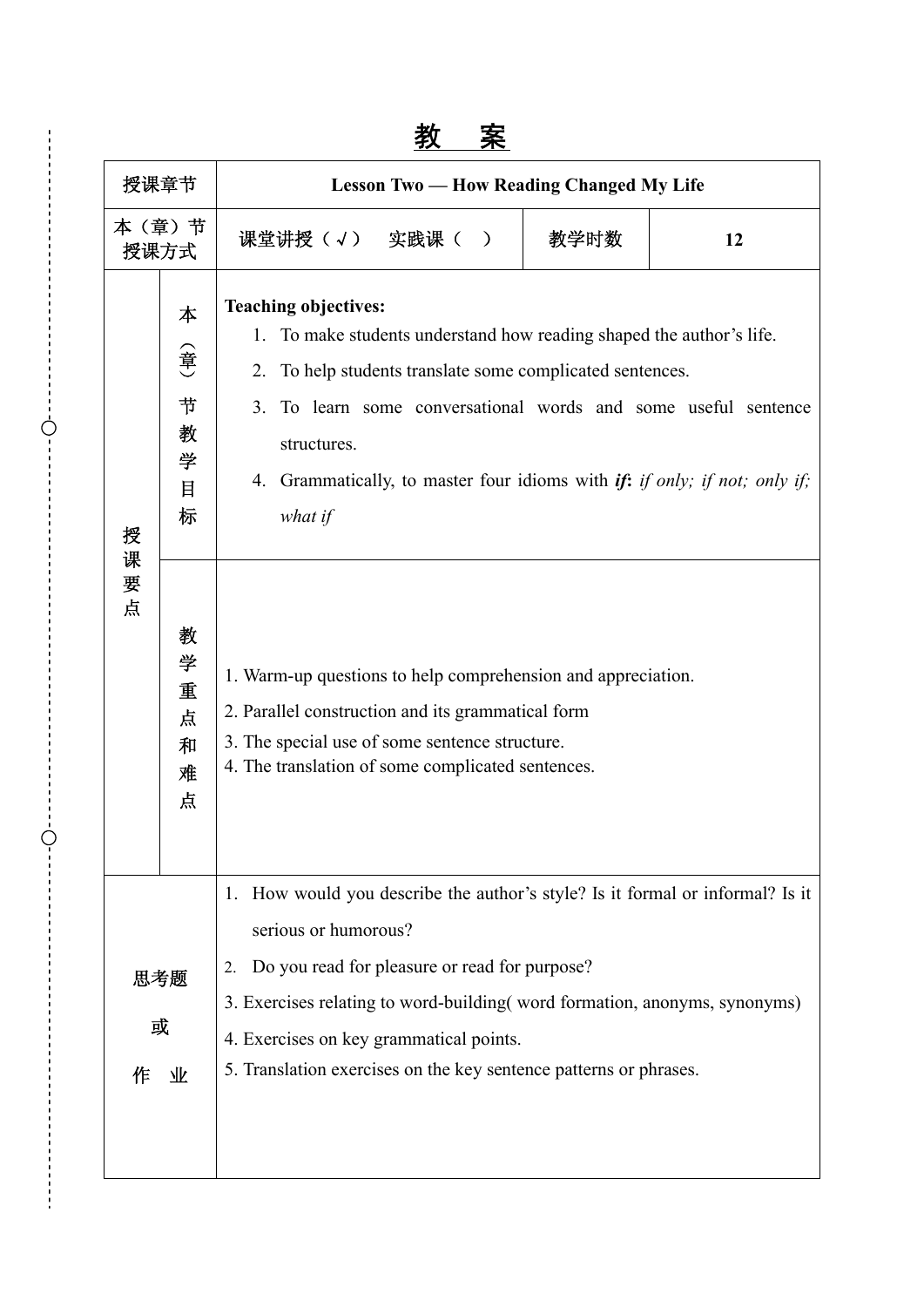# 教　案

<table>
<tr><td colspan="2">授课章节</td><td colspan="3"><b>Lesson Two — How Reading Changed My Life</b></td></tr>
<tr><td colspan="2">本（章）节授课方式</td><td>课堂讲授（√）　实践课（　）</td><td>教学时数</td><td><b>12</b></td></tr>
<tr><td rowspan="2">授课要点</td><td>本（章）节教学目标</td><td colspan="3"><b>Teaching objectives:</b><br>1. To make students understand how reading shaped the author's life.<br>2. To help students translate some complicated sentences.<br>3. To learn some conversational words and some useful sentence structures.<br>4. Grammatically, to master four idioms with <b><i>if</i></b>: <i>if only; if not; only if; what if</i></td></tr>
<tr><td>教学重点和难点</td><td colspan="3">1. Warm-up questions to help comprehension and appreciation.<br>2. Parallel construction and its grammatical form<br>3. The special use of some sentence structure.<br>4. The translation of some complicated sentences.</td></tr>
<tr><td colspan="2">思考题或作业</td><td colspan="3">1. How would you describe the author's style? Is it formal or informal? Is it serious or humorous?<br>2. Do you read for pleasure or read for purpose?<br>3. Exercises relating to word-building( word formation, anonyms, synonyms)<br>4. Exercises on key grammatical points.<br>5. Translation exercises on the key sentence patterns or phrases.</td></tr>
</table>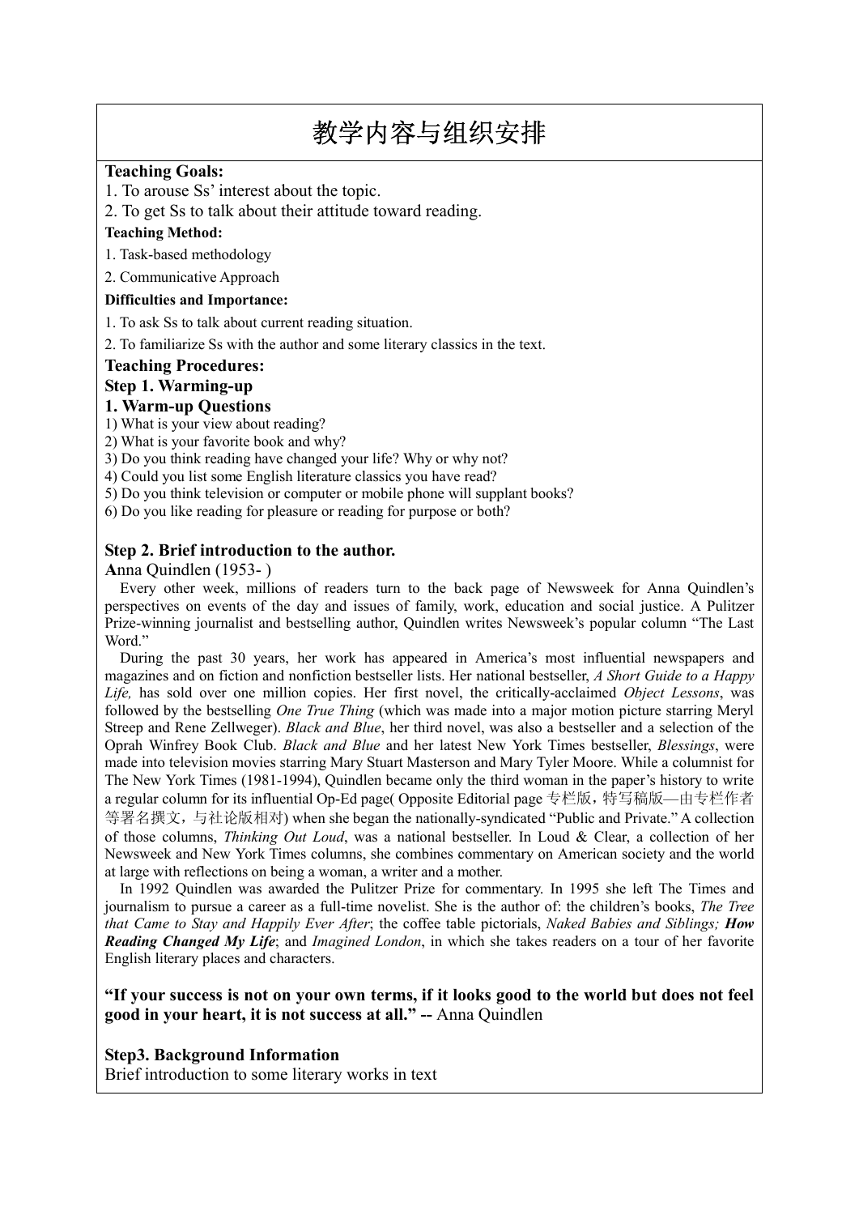# 教学内容与组织安排

**Teaching Goals:**

1. To arouse Ss' interest about the topic.
2. To get Ss to talk about their attitude toward reading.

**Teaching Method:**

1. Task-based methodology
2. Communicative Approach

**Difficulties and Importance:**

1. To ask Ss to talk about current reading situation.
2. To familiarize Ss with the author and some literary classics in the text.

**Teaching Procedures:**

**Step 1. Warming-up**

**1. Warm-up Questions**

1) What is your view about reading?
2) What is your favorite book and why?
3) Do you think reading have changed your life? Why or why not?
4) Could you list some English literature classics you have read?
5) Do you think television or computer or mobile phone will supplant books?
6) Do you like reading for pleasure or reading for purpose or both?

**Step 2. Brief introduction to the author.**

**A**nna Quindlen (1953- )

Every other week, millions of readers turn to the back page of Newsweek for Anna Quindlen's perspectives on events of the day and issues of family, work, education and social justice. A Pulitzer Prize-winning journalist and bestselling author, Quindlen writes Newsweek's popular column "The Last Word."

During the past 30 years, her work has appeared in America's most influential newspapers and magazines and on fiction and nonfiction bestseller lists. Her national bestseller, *A Short Guide to a Happy Life,* has sold over one million copies. Her first novel, the critically-acclaimed *Object Lessons*, was followed by the bestselling *One True Thing* (which was made into a major motion picture starring Meryl Streep and Rene Zellweger). *Black and Blue*, her third novel, was also a bestseller and a selection of the Oprah Winfrey Book Club. *Black and Blue* and her latest New York Times bestseller, *Blessings*, were made into television movies starring Mary Stuart Masterson and Mary Tyler Moore. While a columnist for The New York Times (1981-1994), Quindlen became only the third woman in the paper's history to write a regular column for its influential Op-Ed page( Opposite Editorial page 专栏版，特写稿版—由专栏作者等署名撰文，与社论版相对) when she began the nationally-syndicated "Public and Private." A collection of those columns, *Thinking Out Loud*, was a national bestseller. In Loud & Clear, a collection of her Newsweek and New York Times columns, she combines commentary on American society and the world at large with reflections on being a woman, a writer and a mother.

In 1992 Quindlen was awarded the Pulitzer Prize for commentary. In 1995 she left The Times and journalism to pursue a career as a full-time novelist. She is the author of: the children's books, *The Tree that Came to Stay and Happily Ever After*; the coffee table pictorials, *Naked Babies and Siblings;* ***How Reading Changed My Life***; and *Imagined London*, in which she takes readers on a tour of her favorite English literary places and characters.

**"If your success is not on your own terms, if it looks good to the world but does not feel good in your heart, it is not success at all." --** Anna Quindlen

**Step3. Background Information**

Brief introduction to some literary works in text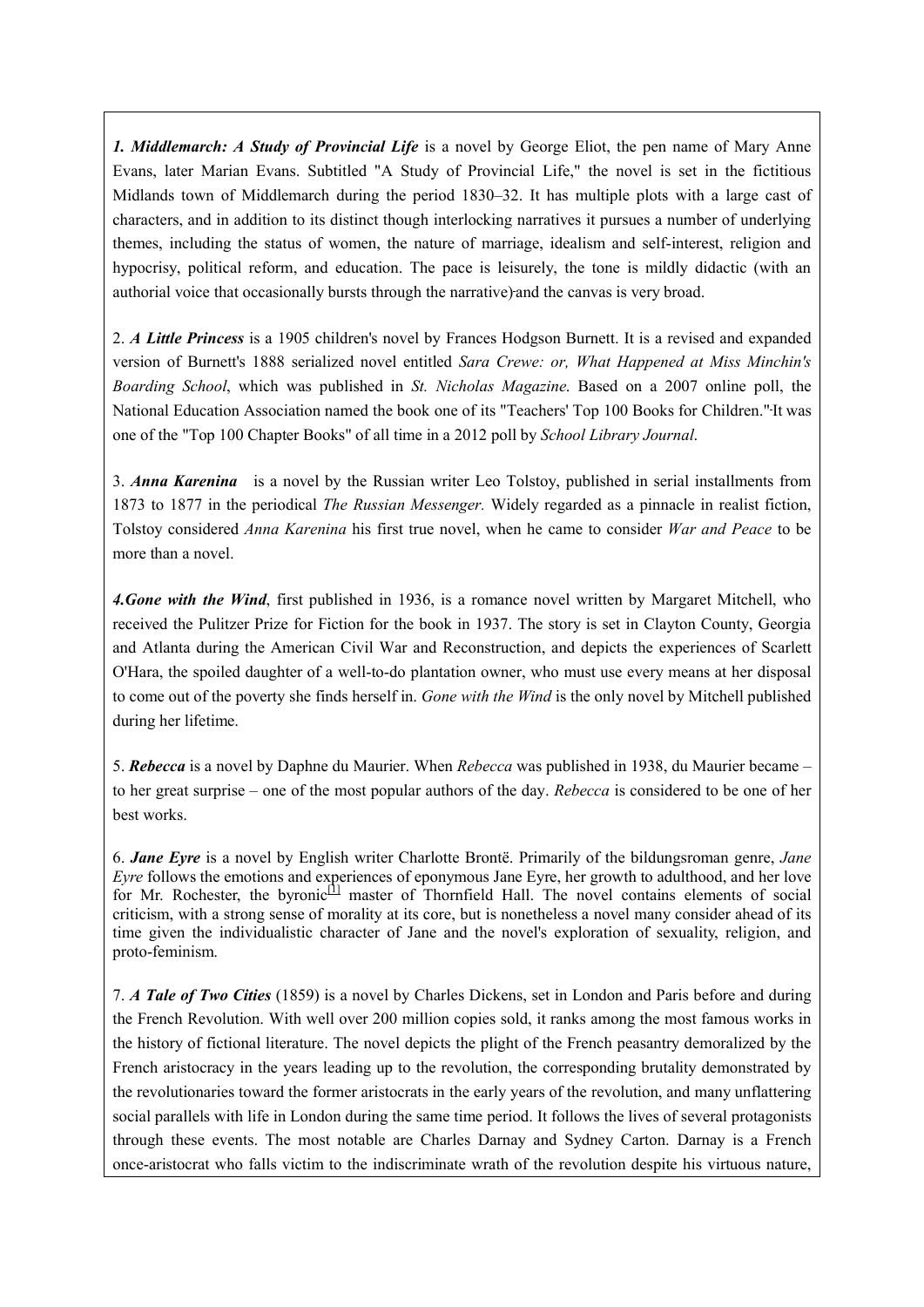***1. Middlemarch: A Study of Provincial Life*** is a novel by George Eliot, the pen name of Mary Anne Evans, later Marian Evans. Subtitled "A Study of Provincial Life," the novel is set in the fictitious Midlands town of Middlemarch during the period 1830–32. It has multiple plots with a large cast of characters, and in addition to its distinct though interlocking narratives it pursues a number of underlying themes, including the status of women, the nature of marriage, idealism and self-interest, religion and hypocrisy, political reform, and education. The pace is leisurely, the tone is mildly didactic (with an authorial voice that occasionally bursts through the narrative) and the canvas is very broad.

2. ***A Little Princess*** is a 1905 children's novel by Frances Hodgson Burnett. It is a revised and expanded version of Burnett's 1888 serialized novel entitled *Sara Crewe: or, What Happened at Miss Minchin's Boarding School*, which was published in *St. Nicholas Magazine*. Based on a 2007 online poll, the National Education Association named the book one of its "Teachers' Top 100 Books for Children." It was one of the "Top 100 Chapter Books" of all time in a 2012 poll by *School Library Journal*.

3. ***Anna Karenina*** is a novel by the Russian writer Leo Tolstoy, published in serial installments from 1873 to 1877 in the periodical *The Russian Messenger.* Widely regarded as a pinnacle in realist fiction, Tolstoy considered *Anna Karenina* his first true novel, when he came to consider *War and Peace* to be more than a novel.

***4.Gone with the Wind***, first published in 1936, is a romance novel written by Margaret Mitchell, who received the Pulitzer Prize for Fiction for the book in 1937. The story is set in Clayton County, Georgia and Atlanta during the American Civil War and Reconstruction, and depicts the experiences of Scarlett O'Hara, the spoiled daughter of a well-to-do plantation owner, who must use every means at her disposal to come out of the poverty she finds herself in. *Gone with the Wind* is the only novel by Mitchell published during her lifetime.

5. ***Rebecca*** is a novel by Daphne du Maurier. When *Rebecca* was published in 1938, du Maurier became – to her great surprise – one of the most popular authors of the day. *Rebecca* is considered to be one of her best works.

6. ***Jane Eyre*** is a novel by English writer Charlotte Brontë. Primarily of the bildungsroman genre, *Jane Eyre* follows the emotions and experiences of eponymous Jane Eyre, her growth to adulthood, and her love for Mr. Rochester, the byronic[1] master of Thornfield Hall. The novel contains elements of social criticism, with a strong sense of morality at its core, but is nonetheless a novel many consider ahead of its time given the individualistic character of Jane and the novel's exploration of sexuality, religion, and proto-feminism.

7. ***A Tale of Two Cities*** (1859) is a novel by Charles Dickens, set in London and Paris before and during the French Revolution. With well over 200 million copies sold, it ranks among the most famous works in the history of fictional literature. The novel depicts the plight of the French peasantry demoralized by the French aristocracy in the years leading up to the revolution, the corresponding brutality demonstrated by the revolutionaries toward the former aristocrats in the early years of the revolution, and many unflattering social parallels with life in London during the same time period. It follows the lives of several protagonists through these events. The most notable are Charles Darnay and Sydney Carton. Darnay is a French once-aristocrat who falls victim to the indiscriminate wrath of the revolution despite his virtuous nature,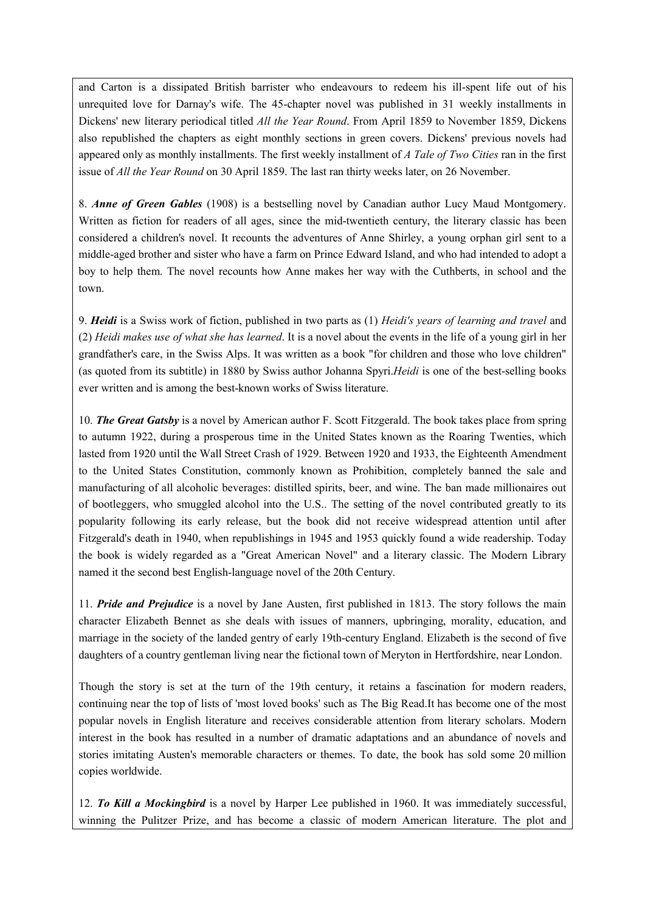and Carton is a dissipated British barrister who endeavours to redeem his ill-spent life out of his unrequited love for Darnay's wife. The 45-chapter novel was published in 31 weekly installments in Dickens' new literary periodical titled *All the Year Round*. From April 1859 to November 1859, Dickens also republished the chapters as eight monthly sections in green covers. Dickens' previous novels had appeared only as monthly installments. The first weekly installment of *A Tale of Two Cities* ran in the first issue of *All the Year Round* on 30 April 1859. The last ran thirty weeks later, on 26 November.

8. ***Anne of Green Gables*** (1908) is a bestselling novel by Canadian author Lucy Maud Montgomery. Written as fiction for readers of all ages, since the mid-twentieth century, the literary classic has been considered a children's novel. It recounts the adventures of Anne Shirley, a young orphan girl sent to a middle-aged brother and sister who have a farm on Prince Edward Island, and who had intended to adopt a boy to help them. The novel recounts how Anne makes her way with the Cuthberts, in school and the town.

9. ***Heidi*** is a Swiss work of fiction, published in two parts as (1) *Heidi's years of learning and travel* and (2) *Heidi makes use of what she has learned*. It is a novel about the events in the life of a young girl in her grandfather's care, in the Swiss Alps. It was written as a book "for children and those who love children" (as quoted from its subtitle) in 1880 by Swiss author Johanna Spyri.*Heidi* is one of the best-selling books ever written and is among the best-known works of Swiss literature.

10. ***The Great Gatsby*** is a novel by American author F. Scott Fitzgerald. The book takes place from spring to autumn 1922, during a prosperous time in the United States known as the Roaring Twenties, which lasted from 1920 until the Wall Street Crash of 1929. Between 1920 and 1933, the Eighteenth Amendment to the United States Constitution, commonly known as Prohibition, completely banned the sale and manufacturing of all alcoholic beverages: distilled spirits, beer, and wine. The ban made millionaires out of bootleggers, who smuggled alcohol into the U.S.. The setting of the novel contributed greatly to its popularity following its early release, but the book did not receive widespread attention until after Fitzgerald's death in 1940, when republishings in 1945 and 1953 quickly found a wide readership. Today the book is widely regarded as a "Great American Novel" and a literary classic. The Modern Library named it the second best English-language novel of the 20th Century.

11. ***Pride and Prejudice*** is a novel by Jane Austen, first published in 1813. The story follows the main character Elizabeth Bennet as she deals with issues of manners, upbringing, morality, education, and marriage in the society of the landed gentry of early 19th-century England. Elizabeth is the second of five daughters of a country gentleman living near the fictional town of Meryton in Hertfordshire, near London.

Though the story is set at the turn of the 19th century, it retains a fascination for modern readers, continuing near the top of lists of 'most loved books' such as The Big Read.It has become one of the most popular novels in English literature and receives considerable attention from literary scholars. Modern interest in the book has resulted in a number of dramatic adaptations and an abundance of novels and stories imitating Austen's memorable characters or themes. To date, the book has sold some 20 million copies worldwide.

12. ***To Kill a Mockingbird*** is a novel by Harper Lee published in 1960. It was immediately successful, winning the Pulitzer Prize, and has become a classic of modern American literature. The plot and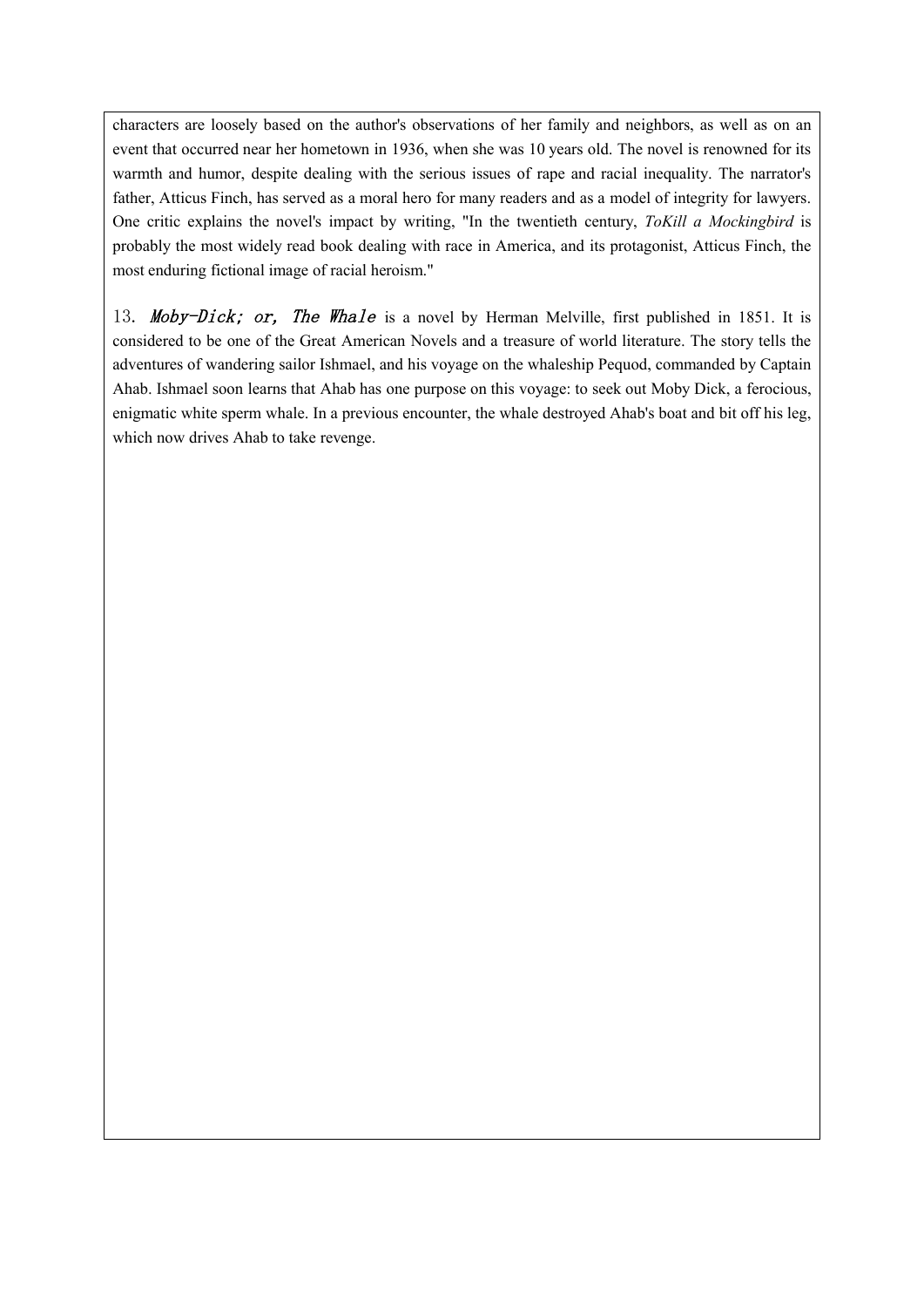characters are loosely based on the author's observations of her family and neighbors, as well as on an event that occurred near her hometown in 1936, when she was 10 years old. The novel is renowned for its warmth and humor, despite dealing with the serious issues of rape and racial inequality. The narrator's father, Atticus Finch, has served as a moral hero for many readers and as a model of integrity for lawyers. One critic explains the novel's impact by writing, "In the twentieth century, *ToKill a Mockingbird* is probably the most widely read book dealing with race in America, and its protagonist, Atticus Finch, the most enduring fictional image of racial heroism."

13. ***Moby-Dick; or, The Whale*** is a novel by Herman Melville, first published in 1851. It is considered to be one of the Great American Novels and a treasure of world literature. The story tells the adventures of wandering sailor Ishmael, and his voyage on the whaleship Pequod, commanded by Captain Ahab. Ishmael soon learns that Ahab has one purpose on this voyage: to seek out Moby Dick, a ferocious, enigmatic white sperm whale. In a previous encounter, the whale destroyed Ahab's boat and bit off his leg, which now drives Ahab to take revenge.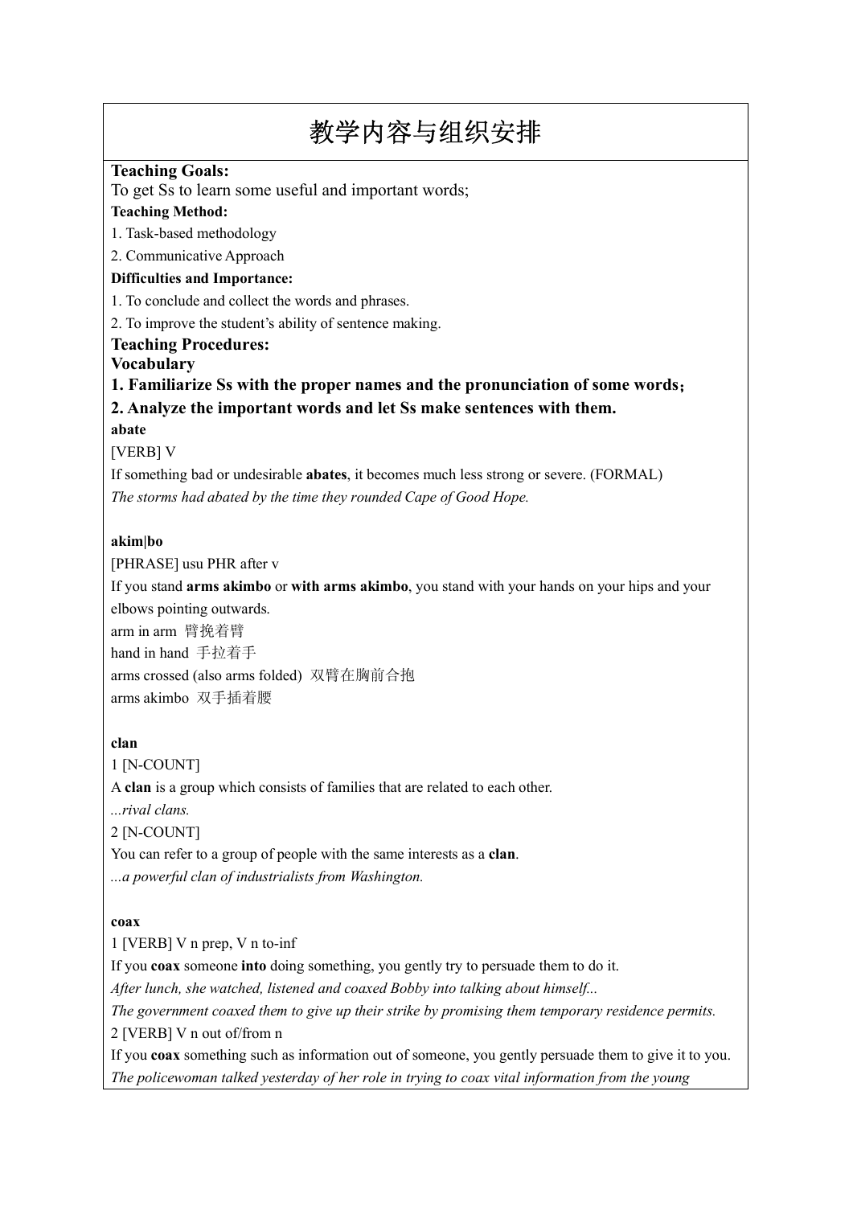# 教学内容与组织安排

**Teaching Goals:**

To get Ss to learn some useful and important words;

**Teaching Method:**

1. Task-based methodology
2. Communicative Approach

**Difficulties and Importance:**

1. To conclude and collect the words and phrases.
2. To improve the student's ability of sentence making.

**Teaching Procedures:**

**Vocabulary**

**1. Familiarize Ss with the proper names and the pronunciation of some words；**

**2. Analyze the important words and let Ss make sentences with them.**

**abate**

[VERB] V

If something bad or undesirable **abates**, it becomes much less strong or severe. (FORMAL)

*The storms had abated by the time they rounded Cape of Good Hope.*

**akim|bo**

[PHRASE] usu PHR after v

If you stand **arms akimbo** or **with arms akimbo**, you stand with your hands on your hips and your elbows pointing outwards.

arm in arm 臂挽着臂

hand in hand 手拉着手

arms crossed (also arms folded) 双臂在胸前合抱

arms akimbo 双手插着腰

**clan**

1 [N-COUNT]

A **clan** is a group which consists of families that are related to each other.

*...rival clans.*

2 [N-COUNT]

You can refer to a group of people with the same interests as a **clan**.

*...a powerful clan of industrialists from Washington.*

**coax**

1 [VERB] V n prep, V n to-inf

If you **coax** someone **into** doing something, you gently try to persuade them to do it.

*After lunch, she watched, listened and coaxed Bobby into talking about himself...*

*The government coaxed them to give up their strike by promising them temporary residence permits.*

2 [VERB] V n out of/from n

If you **coax** something such as information out of someone, you gently persuade them to give it to you.

*The policewoman talked yesterday of her role in trying to coax vital information from the young*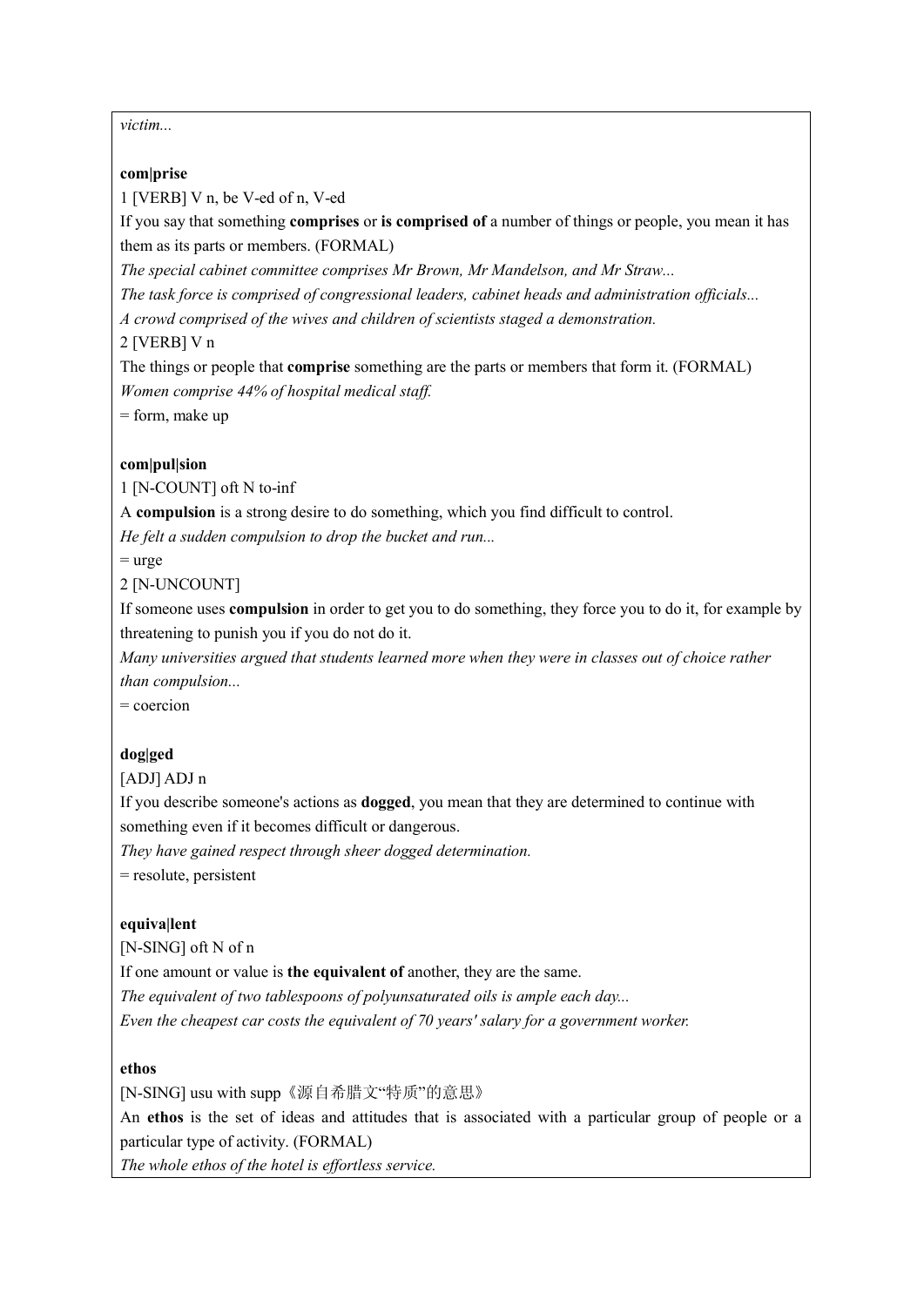*victim...*

**com|prise**

1 [VERB] V n, be V-ed of n, V-ed

If you say that something **comprises** or **is comprised of** a number of things or people, you mean it has them as its parts or members. (FORMAL)

*The special cabinet committee comprises Mr Brown, Mr Mandelson, and Mr Straw...*

*The task force is comprised of congressional leaders, cabinet heads and administration officials...*

*A crowd comprised of the wives and children of scientists staged a demonstration.*

2 [VERB] V n

The things or people that **comprise** something are the parts or members that form it. (FORMAL)

*Women comprise 44% of hospital medical staff.*

= form, make up

**com|pul|sion**

1 [N-COUNT] oft N to-inf

A **compulsion** is a strong desire to do something, which you find difficult to control.

*He felt a sudden compulsion to drop the bucket and run...*

= urge

2 [N-UNCOUNT]

If someone uses **compulsion** in order to get you to do something, they force you to do it, for example by threatening to punish you if you do not do it.

*Many universities argued that students learned more when they were in classes out of choice rather than compulsion...*

= coercion

**dog|ged**

[ADJ] ADJ n

If you describe someone's actions as **dogged**, you mean that they are determined to continue with something even if it becomes difficult or dangerous.

*They have gained respect through sheer dogged determination.*

= resolute, persistent

**equiva|lent**

[N-SING] oft N of n

If one amount or value is **the equivalent of** another, they are the same.

*The equivalent of two tablespoons of polyunsaturated oils is ample each day...*

*Even the cheapest car costs the equivalent of 70 years' salary for a government worker.*

**ethos**

[N-SING] usu with supp《源自希腊文"特质"的意思》

An **ethos** is the set of ideas and attitudes that is associated with a particular group of people or a particular type of activity. (FORMAL)

*The whole ethos of the hotel is effortless service.*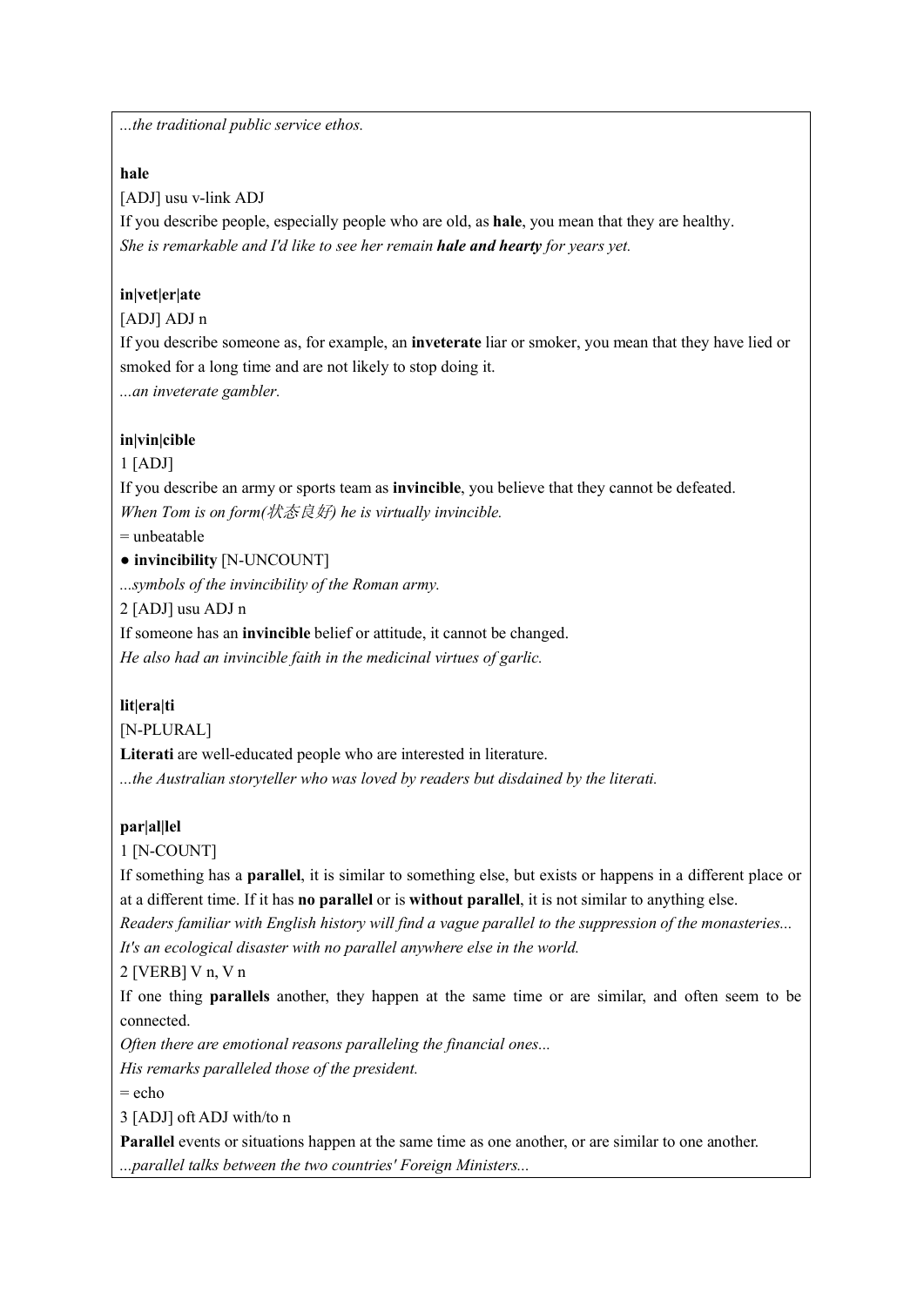*...the traditional public service ethos.*

**hale**

[ADJ] usu v-link ADJ

If you describe people, especially people who are old, as **hale**, you mean that they are healthy.

*She is remarkable and I'd like to see her remain **hale and hearty** for years yet.*

**in|vet|er|ate**

[ADJ] ADJ n

If you describe someone as, for example, an **inveterate** liar or smoker, you mean that they have lied or smoked for a long time and are not likely to stop doing it.

*...an inveterate gambler.*

**in|vin|cible**

1 [ADJ]

If you describe an army or sports team as **invincible**, you believe that they cannot be defeated.

*When Tom is on form(状态良好) he is virtually invincible.*

= unbeatable

● **invincibility** [N-UNCOUNT]

*...symbols of the invincibility of the Roman army.*

2 [ADJ] usu ADJ n

If someone has an **invincible** belief or attitude, it cannot be changed.

*He also had an invincible faith in the medicinal virtues of garlic.*

**lit|era|ti**

[N-PLURAL]

**Literati** are well-educated people who are interested in literature.

*...the Australian storyteller who was loved by readers but disdained by the literati.*

**par|al|lel**

1 [N-COUNT]

If something has a **parallel**, it is similar to something else, but exists or happens in a different place or at a different time. If it has **no parallel** or is **without parallel**, it is not similar to anything else.

*Readers familiar with English history will find a vague parallel to the suppression of the monasteries...*

*It's an ecological disaster with no parallel anywhere else in the world.*

2 [VERB] V n, V n

If one thing **parallels** another, they happen at the same time or are similar, and often seem to be connected.

*Often there are emotional reasons paralleling the financial ones...*

*His remarks paralleled those of the president.*

= echo

3 [ADJ] oft ADJ with/to n

**Parallel** events or situations happen at the same time as one another, or are similar to one another.

*...parallel talks between the two countries' Foreign Ministers...*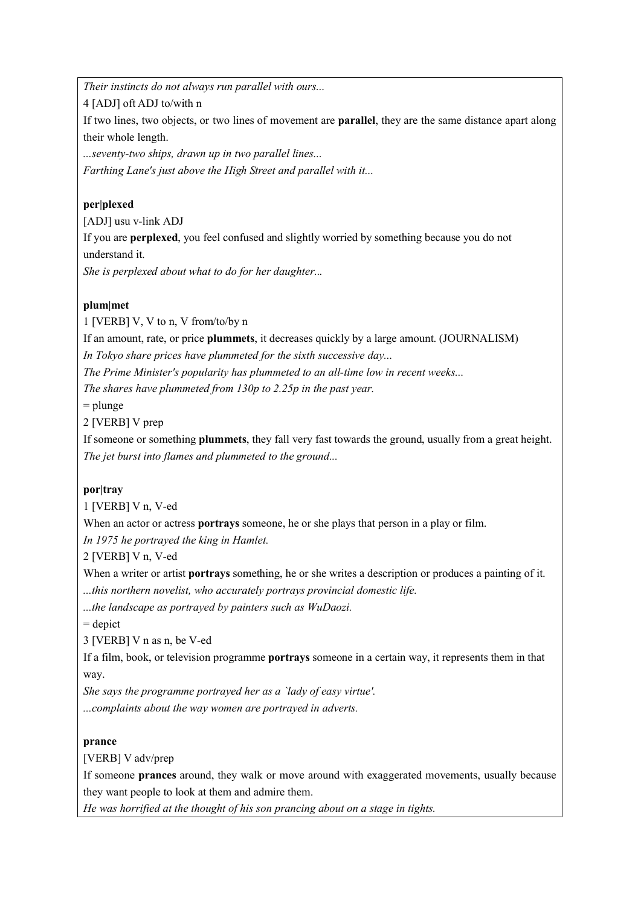*Their instincts do not always run parallel with ours...*

4 [ADJ] oft ADJ to/with n

If two lines, two objects, or two lines of movement are **parallel**, they are the same distance apart along their whole length.

*...seventy-two ships, drawn up in two parallel lines...*

*Farthing Lane's just above the High Street and parallel with it...*

**per|plexed**

[ADJ] usu v-link ADJ

If you are **perplexed**, you feel confused and slightly worried by something because you do not understand it.

*She is perplexed about what to do for her daughter...*

**plum|met**

1 [VERB] V, V to n, V from/to/by n

If an amount, rate, or price **plummets**, it decreases quickly by a large amount. (JOURNALISM)

*In Tokyo share prices have plummeted for the sixth successive day...*

*The Prime Minister's popularity has plummeted to an all-time low in recent weeks...*

*The shares have plummeted from 130p to 2.25p in the past year.*

= plunge

2 [VERB] V prep

If someone or something **plummets**, they fall very fast towards the ground, usually from a great height.

*The jet burst into flames and plummeted to the ground...*

**por|tray**

1 [VERB] V n, V-ed

When an actor or actress **portrays** someone, he or she plays that person in a play or film.

*In 1975 he portrayed the king in Hamlet.*

2 [VERB] V n, V-ed

When a writer or artist **portrays** something, he or she writes a description or produces a painting of it.

*...this northern novelist, who accurately portrays provincial domestic life.*

*...the landscape as portrayed by painters such as WuDaozi.*

= depict

3 [VERB] V n as n, be V-ed

If a film, book, or television programme **portrays** someone in a certain way, it represents them in that way.

*She says the programme portrayed her as a `lady of easy virtue'.*

*...complaints about the way women are portrayed in adverts.*

**prance**

[VERB] V adv/prep

If someone **prances** around, they walk or move around with exaggerated movements, usually because they want people to look at them and admire them.

*He was horrified at the thought of his son prancing about on a stage in tights.*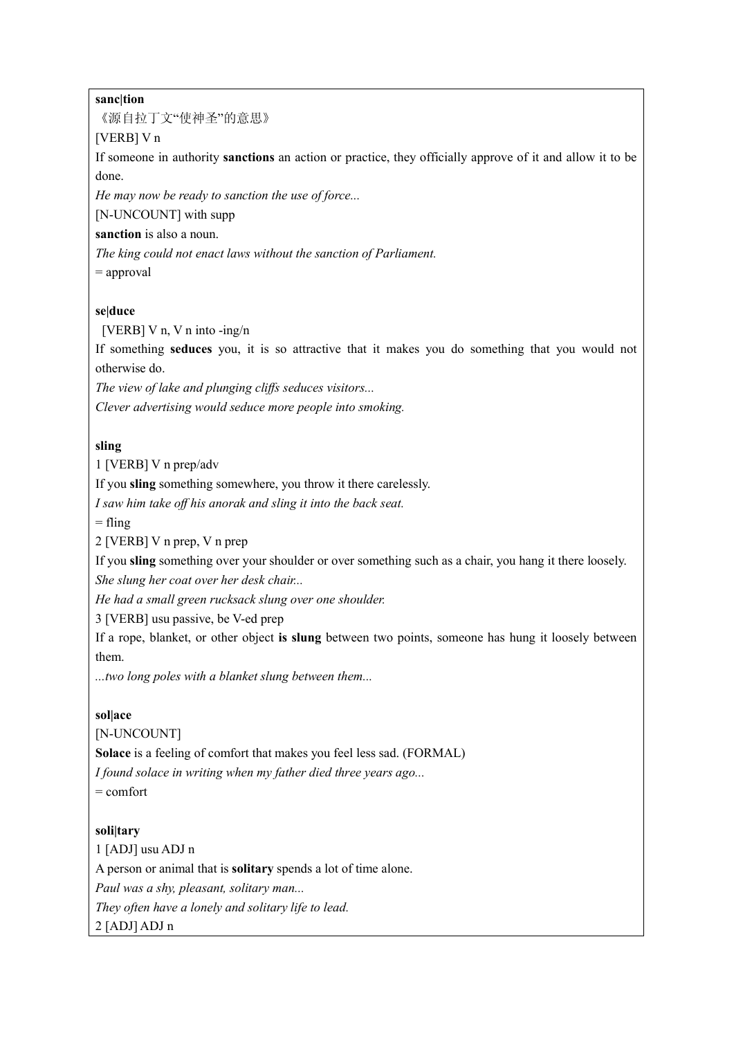**sanc|tion**

《源自拉丁文"使神圣"的意思》

[VERB] V n

If someone in authority **sanctions** an action or practice, they officially approve of it and allow it to be done.

*He may now be ready to sanction the use of force...*

[N-UNCOUNT] with supp

**sanction** is also a noun.

*The king could not enact laws without the sanction of Parliament.*

= approval

**se|duce**

[VERB] V n, V n into -ing/n

If something **seduces** you, it is so attractive that it makes you do something that you would not otherwise do.

*The view of lake and plunging cliffs seduces visitors...*

*Clever advertising would seduce more people into smoking.*

**sling**

1 [VERB] V n prep/adv

If you **sling** something somewhere, you throw it there carelessly.

*I saw him take off his anorak and sling it into the back seat.*

= fling

2 [VERB] V n prep, V n prep

If you **sling** something over your shoulder or over something such as a chair, you hang it there loosely.

*She slung her coat over her desk chair...*

*He had a small green rucksack slung over one shoulder.*

3 [VERB] usu passive, be V-ed prep

If a rope, blanket, or other object **is slung** between two points, someone has hung it loosely between them.

*...two long poles with a blanket slung between them...*

**sol|ace**

[N-UNCOUNT]

**Solace** is a feeling of comfort that makes you feel less sad. (FORMAL)

*I found solace in writing when my father died three years ago...*

= comfort

**soli|tary**

1 [ADJ] usu ADJ n

A person or animal that is **solitary** spends a lot of time alone.

*Paul was a shy, pleasant, solitary man...*

*They often have a lonely and solitary life to lead.*

2 [ADJ] ADJ n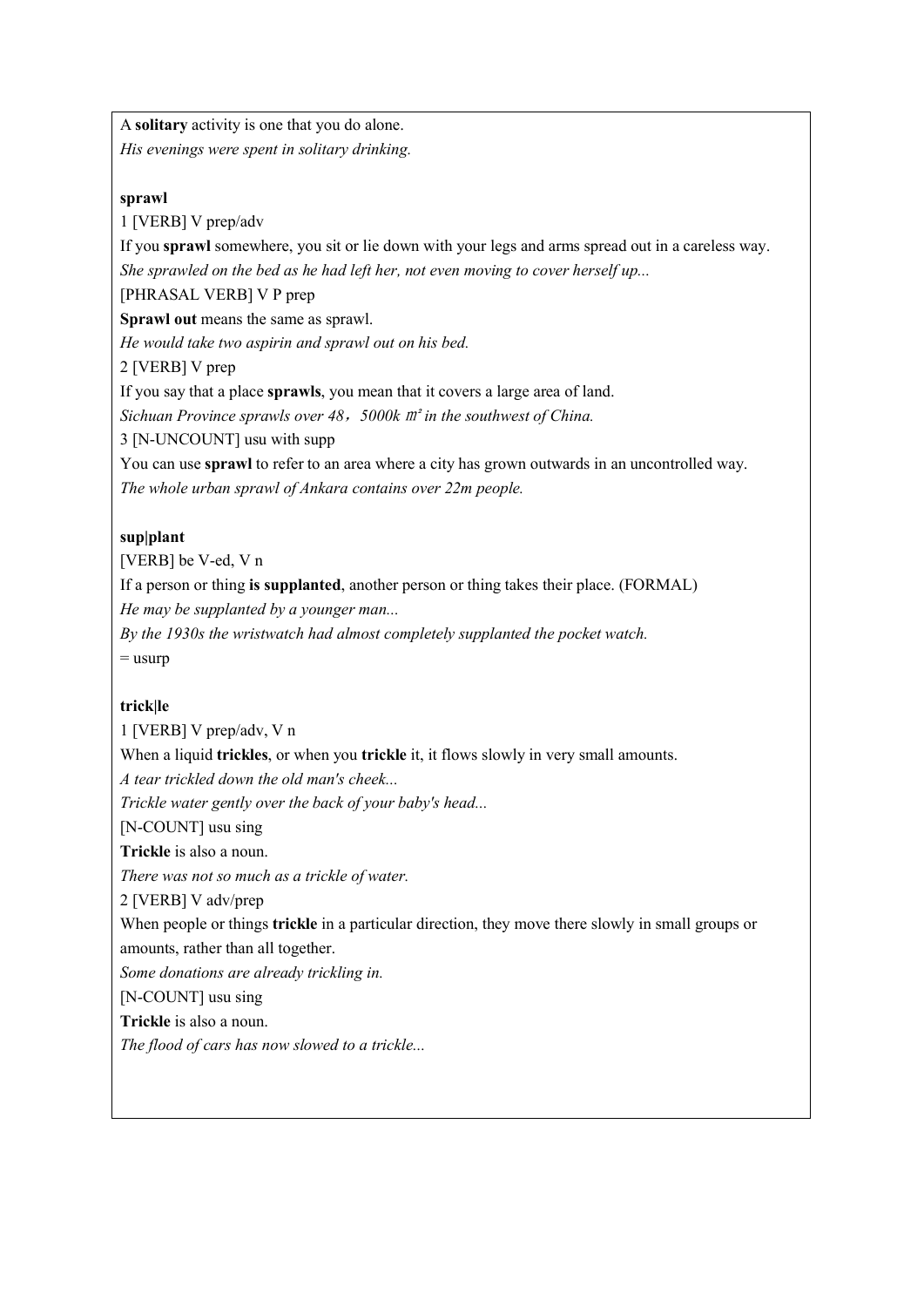A **solitary** activity is one that you do alone.

*His evenings were spent in solitary drinking.*

**sprawl**

1 [VERB] V prep/adv

If you **sprawl** somewhere, you sit or lie down with your legs and arms spread out in a careless way.

*She sprawled on the bed as he had left her, not even moving to cover herself up...*

[PHRASAL VERB] V P prep

**Sprawl out** means the same as sprawl.

*He would take two aspirin and sprawl out on his bed.*

2 [VERB] V prep

If you say that a place **sprawls**, you mean that it covers a large area of land.

*Sichuan Province sprawls over 48，5000k ㎡ in the southwest of China.*

3 [N-UNCOUNT] usu with supp

You can use **sprawl** to refer to an area where a city has grown outwards in an uncontrolled way.

*The whole urban sprawl of Ankara contains over 22m people.*

**sup|plant**

[VERB] be V-ed, V n

If a person or thing **is supplanted**, another person or thing takes their place. (FORMAL)

*He may be supplanted by a younger man...*

*By the 1930s the wristwatch had almost completely supplanted the pocket watch.*

= usurp

**trick|le**

1 [VERB] V prep/adv, V n

When a liquid **trickles**, or when you **trickle** it, it flows slowly in very small amounts.

*A tear trickled down the old man's cheek...*

*Trickle water gently over the back of your baby's head...*

[N-COUNT] usu sing

**Trickle** is also a noun.

*There was not so much as a trickle of water.*

2 [VERB] V adv/prep

When people or things **trickle** in a particular direction, they move there slowly in small groups or amounts, rather than all together.

*Some donations are already trickling in.*

[N-COUNT] usu sing

**Trickle** is also a noun.

*The flood of cars has now slowed to a trickle...*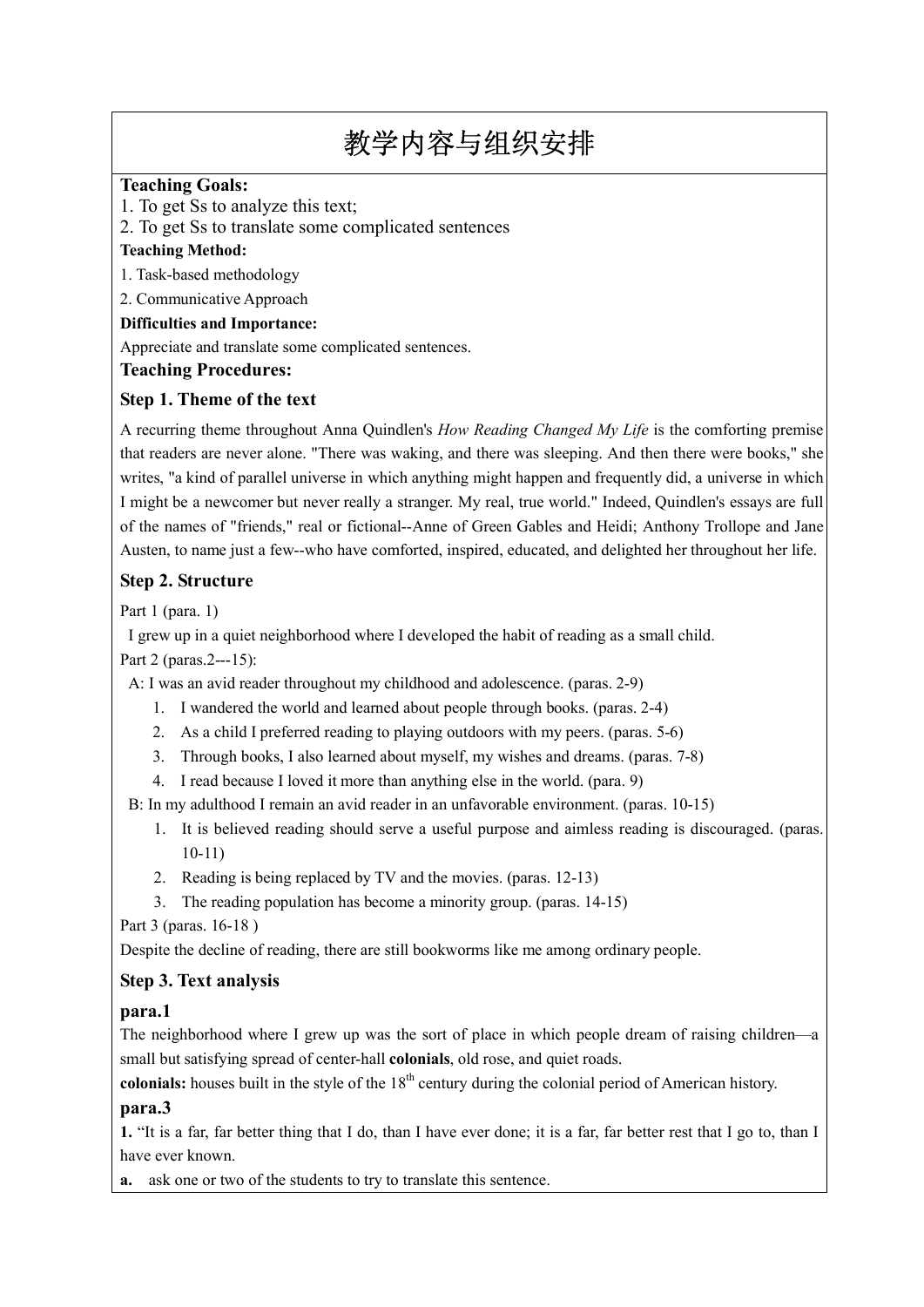# 教学内容与组织安排

**Teaching Goals:**

1. To get Ss to analyze this text;
2. To get Ss to translate some complicated sentences

**Teaching Method:**

1. Task-based methodology
2. Communicative Approach

**Difficulties and Importance:**

Appreciate and translate some complicated sentences.

**Teaching Procedures:**

### Step 1. Theme of the text

A recurring theme throughout Anna Quindlen's *How Reading Changed My Life* is the comforting premise that readers are never alone. "There was waking, and there was sleeping. And then there were books," she writes, "a kind of parallel universe in which anything might happen and frequently did, a universe in which I might be a newcomer but never really a stranger. My real, true world." Indeed, Quindlen's essays are full of the names of "friends," real or fictional--Anne of Green Gables and Heidi; Anthony Trollope and Jane Austen, to name just a few--who have comforted, inspired, educated, and delighted her throughout her life.

### Step 2. Structure

Part 1 (para. 1)

I grew up in a quiet neighborhood where I developed the habit of reading as a small child.

Part 2 (paras.2---15):

A: I was an avid reader throughout my childhood and adolescence. (paras. 2-9)

1. I wandered the world and learned about people through books. (paras. 2-4)
2. As a child I preferred reading to playing outdoors with my peers. (paras. 5-6)
3. Through books, I also learned about myself, my wishes and dreams. (paras. 7-8)
4. I read because I loved it more than anything else in the world. (para. 9)

B: In my adulthood I remain an avid reader in an unfavorable environment. (paras. 10-15)

1. It is believed reading should serve a useful purpose and aimless reading is discouraged. (paras. 10-11)
2. Reading is being replaced by TV and the movies. (paras. 12-13)
3. The reading population has become a minority group. (paras. 14-15)

Part 3 (paras. 16-18 )

Despite the decline of reading, there are still bookworms like me among ordinary people.

### Step 3. Text analysis

#### para.1

The neighborhood where I grew up was the sort of place in which people dream of raising children—a small but satisfying spread of center-hall **colonials**, old rose, and quiet roads.

**colonials:** houses built in the style of the 18th century during the colonial period of American history.

#### para.3

**1.** "It is a far, far better thing that I do, than I have ever done; it is a far, far better rest that I go to, than I have ever known.

**a.** ask one or two of the students to try to translate this sentence.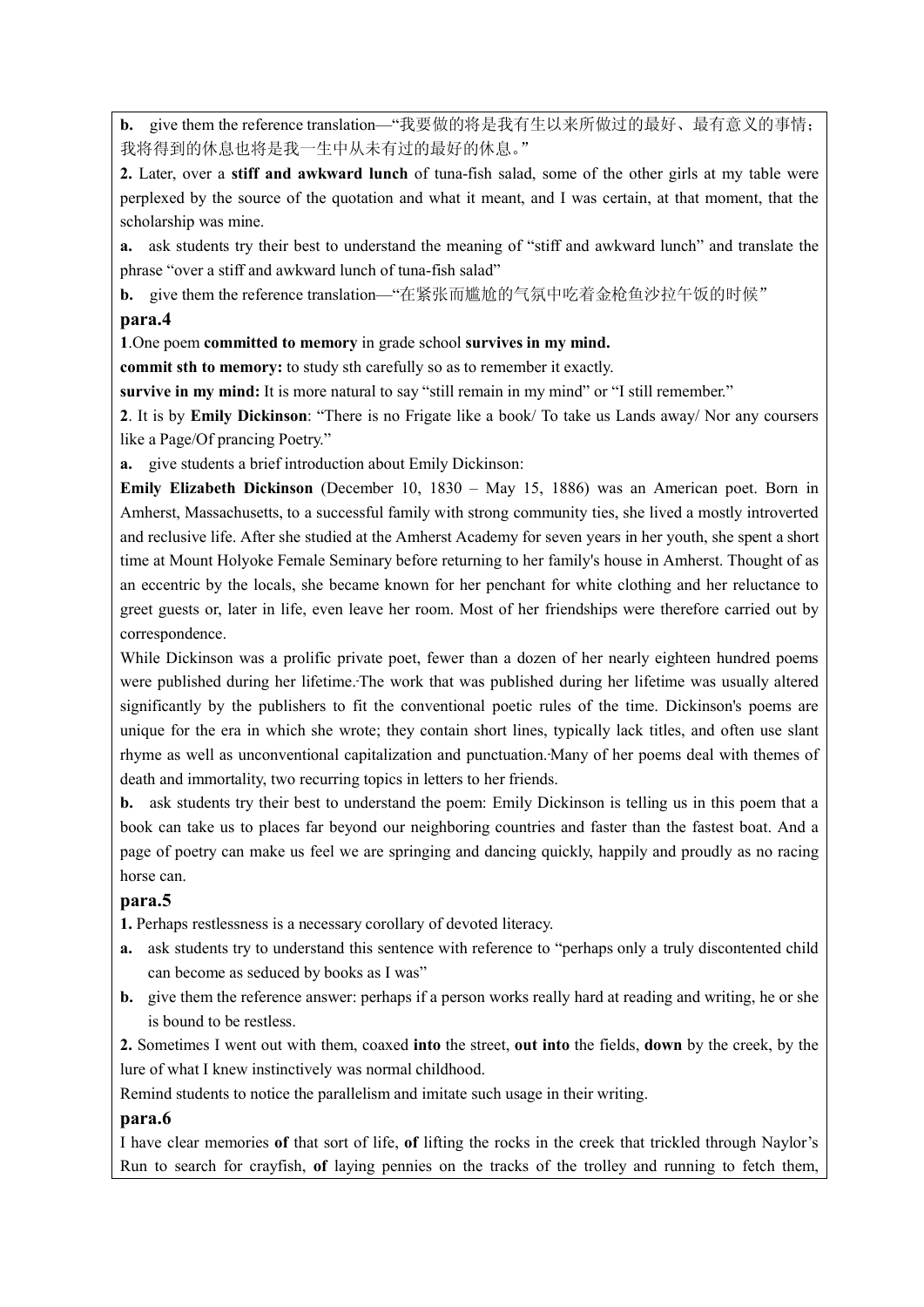**b.** give them the reference translation—"我要做的将是我有生以来所做过的最好、最有意义的事情；我将得到的休息也将是我一生中从未有过的最好的休息。"

**2.** Later, over a **stiff and awkward lunch** of tuna-fish salad, some of the other girls at my table were perplexed by the source of the quotation and what it meant, and I was certain, at that moment, that the scholarship was mine.

**a.** ask students try their best to understand the meaning of "stiff and awkward lunch" and translate the phrase "over a stiff and awkward lunch of tuna-fish salad"

**b.** give them the reference translation—"在紧张而尴尬的气氛中吃着金枪鱼沙拉午饭的时候"

**para.4**

**1**.One poem **committed to memory** in grade school **survives in my mind.**

**commit sth to memory:** to study sth carefully so as to remember it exactly.

**survive in my mind:** It is more natural to say "still remain in my mind" or "I still remember."

**2**. It is by **Emily Dickinson**: "There is no Frigate like a book/ To take us Lands away/ Nor any coursers like a Page/Of prancing Poetry."

**a.** give students a brief introduction about Emily Dickinson:

**Emily Elizabeth Dickinson** (December 10, 1830 – May 15, 1886) was an American poet. Born in Amherst, Massachusetts, to a successful family with strong community ties, she lived a mostly introverted and reclusive life. After she studied at the Amherst Academy for seven years in her youth, she spent a short time at Mount Holyoke Female Seminary before returning to her family's house in Amherst. Thought of as an eccentric by the locals, she became known for her penchant for white clothing and her reluctance to greet guests or, later in life, even leave her room. Most of her friendships were therefore carried out by correspondence.

While Dickinson was a prolific private poet, fewer than a dozen of her nearly eighteen hundred poems were published during her lifetime. The work that was published during her lifetime was usually altered significantly by the publishers to fit the conventional poetic rules of the time. Dickinson's poems are unique for the era in which she wrote; they contain short lines, typically lack titles, and often use slant rhyme as well as unconventional capitalization and punctuation. Many of her poems deal with themes of death and immortality, two recurring topics in letters to her friends.

**b.** ask students try their best to understand the poem: Emily Dickinson is telling us in this poem that a book can take us to places far beyond our neighboring countries and faster than the fastest boat. And a page of poetry can make us feel we are springing and dancing quickly, happily and proudly as no racing horse can.

**para.5**

**1.** Perhaps restlessness is a necessary corollary of devoted literacy.

**a.** ask students try to understand this sentence with reference to "perhaps only a truly discontented child can become as seduced by books as I was"

**b.** give them the reference answer: perhaps if a person works really hard at reading and writing, he or she is bound to be restless.

**2.** Sometimes I went out with them, coaxed **into** the street, **out into** the fields, **down** by the creek, by the lure of what I knew instinctively was normal childhood.

Remind students to notice the parallelism and imitate such usage in their writing.

**para.6**

I have clear memories **of** that sort of life, **of** lifting the rocks in the creek that trickled through Naylor's Run to search for crayfish, **of** laying pennies on the tracks of the trolley and running to fetch them,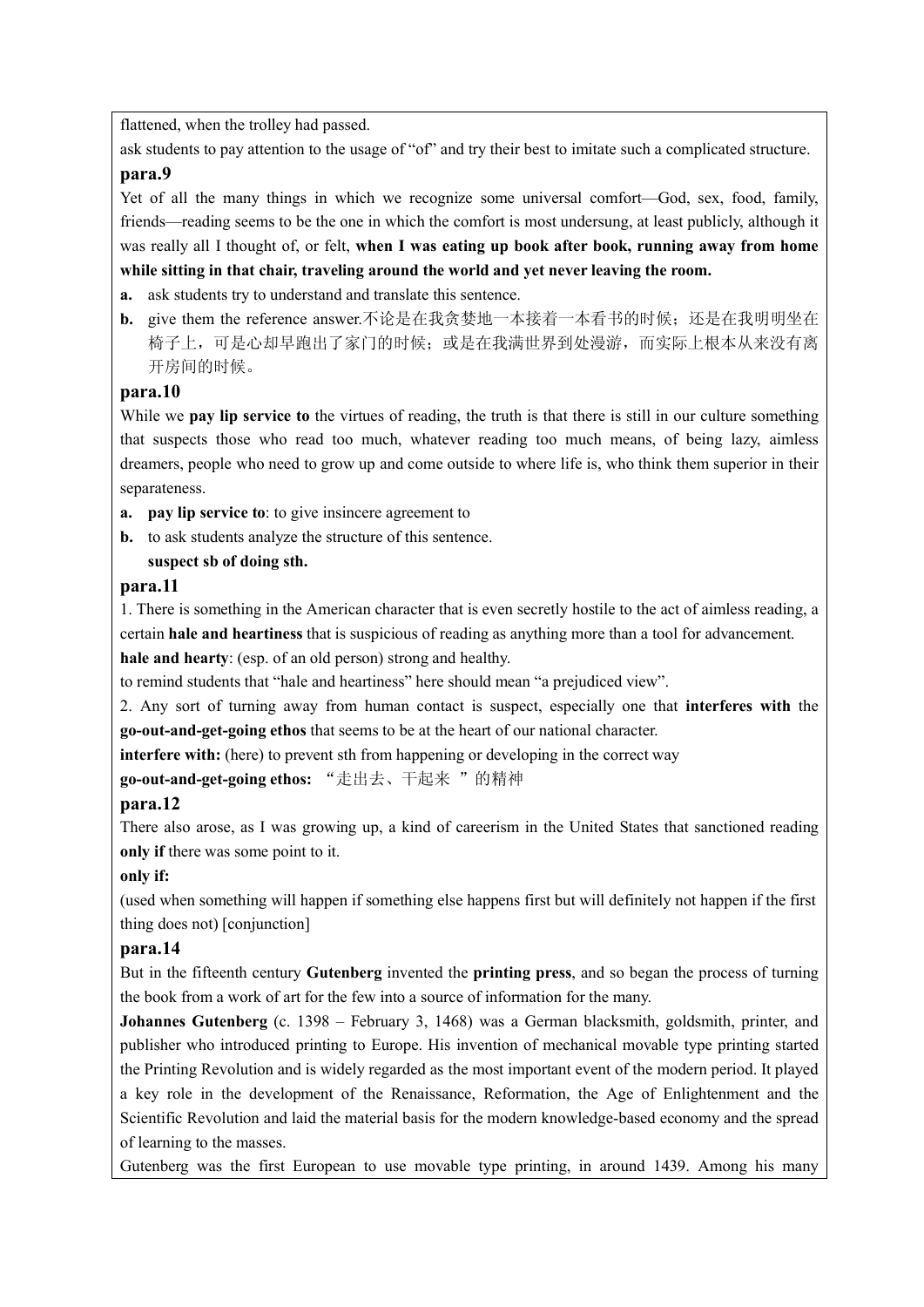flattened, when the trolley had passed.

ask students to pay attention to the usage of "of" and try their best to imitate such a complicated structure.

**para.9**

Yet of all the many things in which we recognize some universal comfort—God, sex, food, family, friends—reading seems to be the one in which the comfort is most undersung, at least publicly, although it was really all I thought of, or felt, **when I was eating up book after book, running away from home while sitting in that chair, traveling around the world and yet never leaving the room.**

**a.** ask students try to understand and translate this sentence.

**b.** give them the reference answer.不论是在我贪婪地一本接着一本看书的时候；还是在我明明坐在椅子上，可是心却早跑出了家门的时候；或是在我满世界到处漫游，而实际上根本从来没有离开房间的时候。

**para.10**

While we **pay lip service to** the virtues of reading, the truth is that there is still in our culture something that suspects those who read too much, whatever reading too much means, of being lazy, aimless dreamers, people who need to grow up and come outside to where life is, who think them superior in their separateness.

**a.** **pay lip service to**: to give insincere agreement to

**b.** to ask students analyze the structure of this sentence.

**suspect sb of doing sth.**

**para.11**

1. There is something in the American character that is even secretly hostile to the act of aimless reading, a certain **hale and heartiness** that is suspicious of reading as anything more than a tool for advancement.

**hale and hearty**: (esp. of an old person) strong and healthy.

to remind students that "hale and heartiness" here should mean "a prejudiced view".

2. Any sort of turning away from human contact is suspect, especially one that **interferes with** the **go-out-and-get-going ethos** that seems to be at the heart of our national character.

**interfere with:** (here) to prevent sth from happening or developing in the correct way

**go-out-and-get-going ethos:** "走出去、干起来 "的精神

**para.12**

There also arose, as I was growing up, a kind of careerism in the United States that sanctioned reading **only if** there was some point to it.

**only if:**

(used when something will happen if something else happens first but will definitely not happen if the first thing does not) [conjunction]

**para.14**

But in the fifteenth century **Gutenberg** invented the **printing press**, and so began the process of turning the book from a work of art for the few into a source of information for the many.

**Johannes Gutenberg** (c. 1398 – February 3, 1468) was a German blacksmith, goldsmith, printer, and publisher who introduced printing to Europe. His invention of mechanical movable type printing started the Printing Revolution and is widely regarded as the most important event of the modern period. It played a key role in the development of the Renaissance, Reformation, the Age of Enlightenment and the Scientific Revolution and laid the material basis for the modern knowledge-based economy and the spread of learning to the masses.

Gutenberg was the first European to use movable type printing, in around 1439. Among his many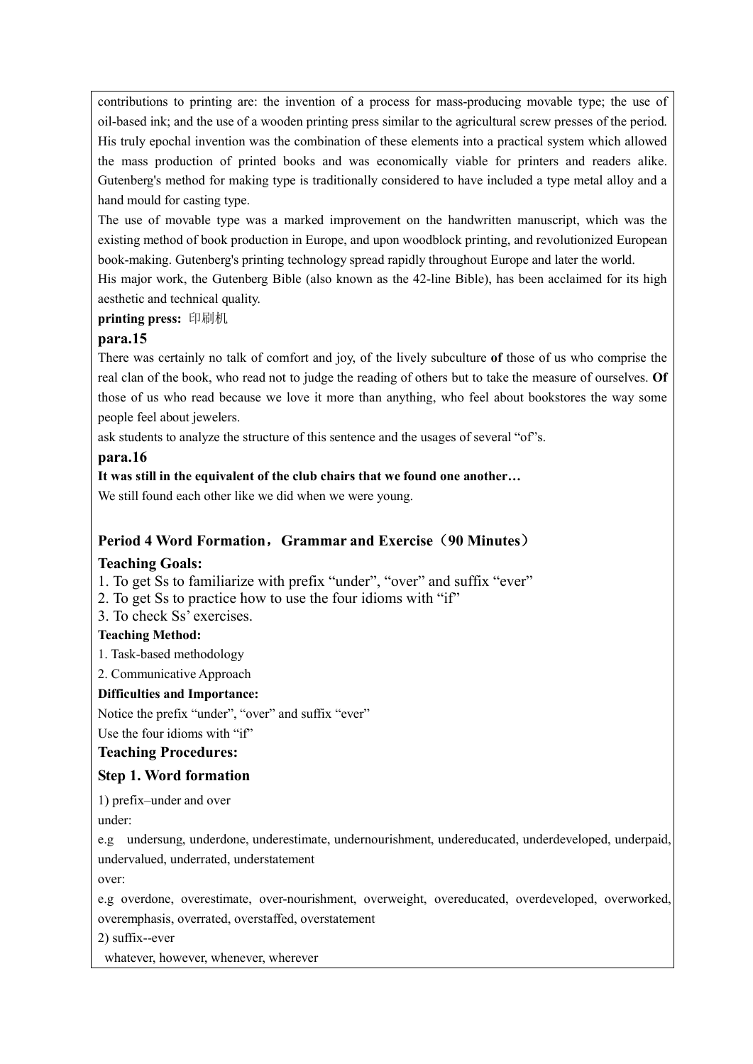contributions to printing are: the invention of a process for mass-producing movable type; the use of oil-based ink; and the use of a wooden printing press similar to the agricultural screw presses of the period. His truly epochal invention was the combination of these elements into a practical system which allowed the mass production of printed books and was economically viable for printers and readers alike. Gutenberg's method for making type is traditionally considered to have included a type metal alloy and a hand mould for casting type.

The use of movable type was a marked improvement on the handwritten manuscript, which was the existing method of book production in Europe, and upon woodblock printing, and revolutionized European book-making. Gutenberg's printing technology spread rapidly throughout Europe and later the world.

His major work, the Gutenberg Bible (also known as the 42-line Bible), has been acclaimed for its high aesthetic and technical quality.

**printing press:** 印刷机

### para.15

There was certainly no talk of comfort and joy, of the lively subculture **of** those of us who comprise the real clan of the book, who read not to judge the reading of others but to take the measure of ourselves. **Of** those of us who read because we love it more than anything, who feel about bookstores the way some people feel about jewelers.

ask students to analyze the structure of this sentence and the usages of several "of"s.

### para.16

**It was still in the equivalent of the club chairs that we found one another…**

We still found each other like we did when we were young.

## Period 4 Word Formation，Grammar and Exercise（90 Minutes）

### Teaching Goals:

1. To get Ss to familiarize with prefix "under", "over" and suffix "ever"
2. To get Ss to practice how to use the four idioms with "if"
3. To check Ss' exercises.

**Teaching Method:**

1. Task-based methodology
2. Communicative Approach

**Difficulties and Importance:**

Notice the prefix "under", "over" and suffix "ever"

Use the four idioms with "if"

### Teaching Procedures:

### Step 1. Word formation

1) prefix–under and over

under:

e.g undersung, underdone, underestimate, undernourishment, undereducated, underdeveloped, underpaid, undervalued, underrated, understatement

over:

e.g overdone, overestimate, over-nourishment, overweight, overeducated, overdeveloped, overworked, overemphasis, overrated, overstaffed, overstatement

2) suffix--ever

whatever, however, whenever, wherever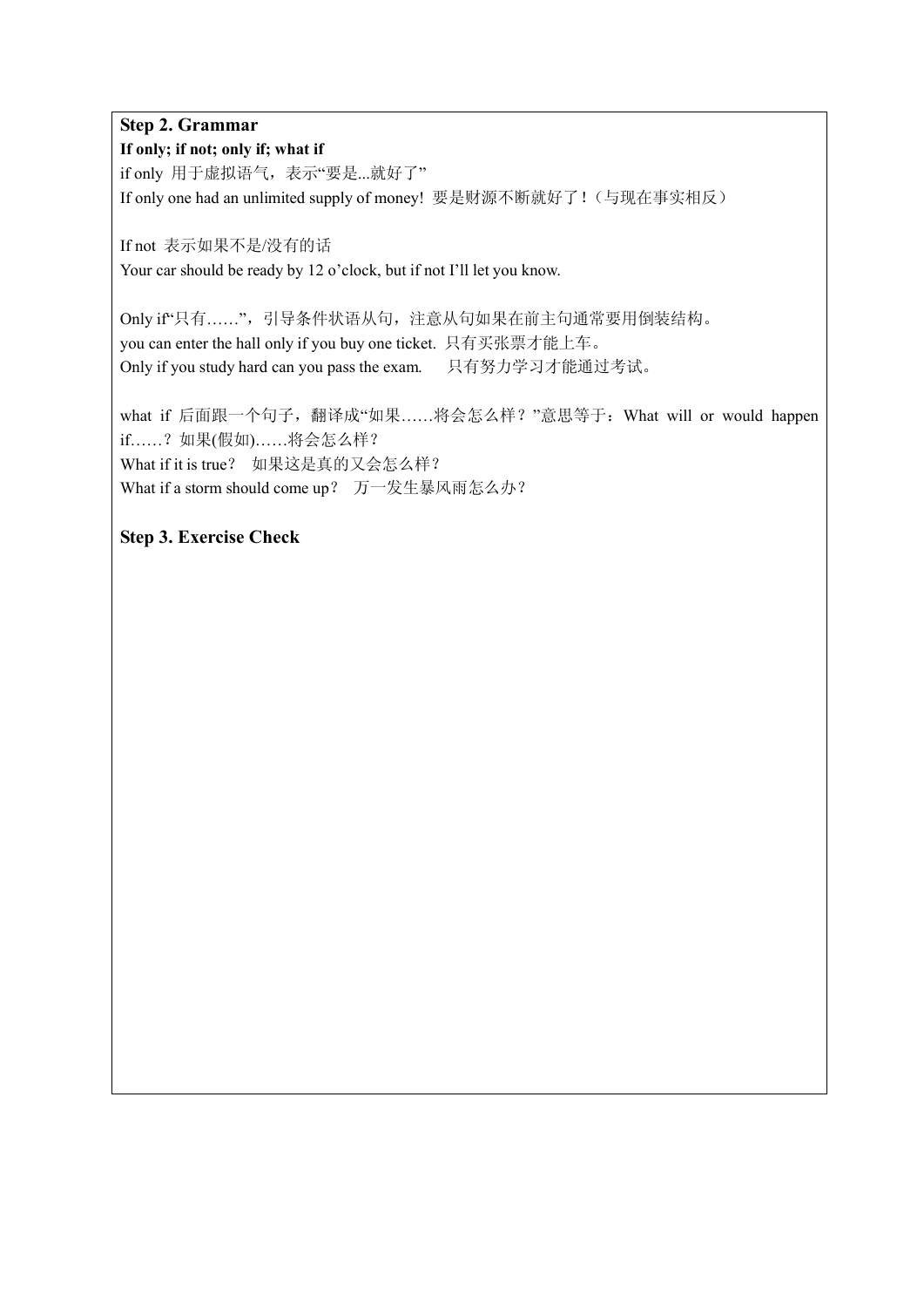**Step 2. Grammar**

**If only; if not; only if; what if**

if only 用于虚拟语气，表示“要是...就好了”

If only one had an unlimited supply of money! 要是财源不断就好了！（与现在事实相反）

If not 表示如果不是/没有的话

Your car should be ready by 12 o’clock, but if not I’ll let you know.

Only if“只有……”，引导条件状语从句，注意从句如果在前主句通常要用倒装结构。

you can enter the hall only if you buy one ticket. 只有买张票才能上车。

Only if you study hard can you pass the exam. 只有努力学习才能通过考试。

what if 后面跟一个句子，翻译成“如果……将会怎么样？”意思等于：What will or would happen if……？如果(假如)……将会怎么样？

What if it is true？ 如果这是真的又会怎么样？

What if a storm should come up？ 万一发生暴风雨怎么办？

**Step 3. Exercise Check**